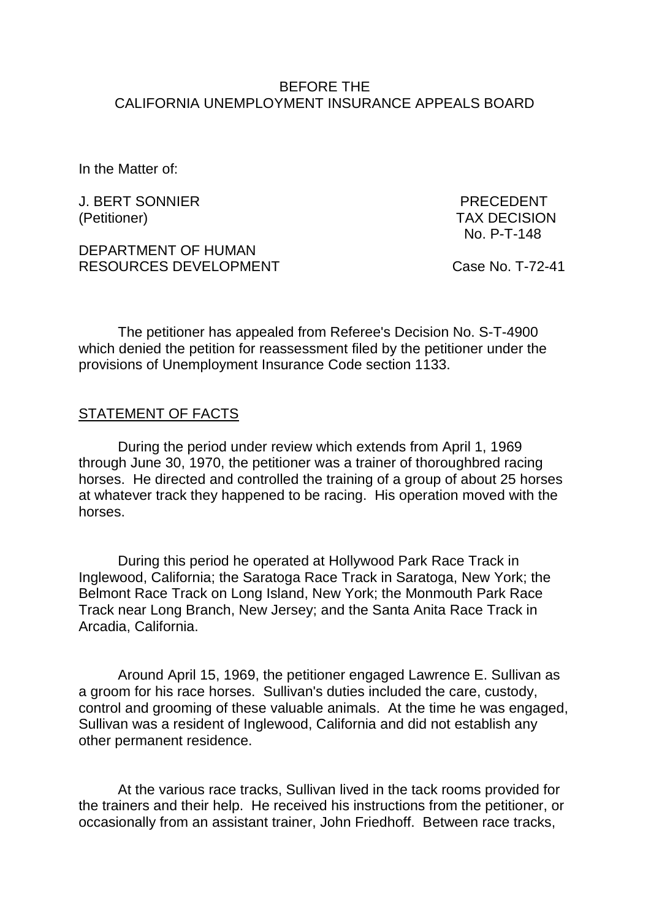BEFORE THE
CALIFORNIA UNEMPLOYMENT INSURANCE APPEALS BOARD

In the Matter of:

J. BERT SONNIER
(Petitioner)

PRECEDENT
TAX DECISION
No. P-T-148

DEPARTMENT OF HUMAN
RESOURCES DEVELOPMENT

Case No. T-72-41

The petitioner has appealed from Referee's Decision No. S-T-4900 which denied the petition for reassessment filed by the petitioner under the provisions of Unemployment Insurance Code section 1133.

## STATEMENT OF FACTS

During the period under review which extends from April 1, 1969 through June 30, 1970, the petitioner was a trainer of thoroughbred racing horses. He directed and controlled the training of a group of about 25 horses at whatever track they happened to be racing. His operation moved with the horses.

During this period he operated at Hollywood Park Race Track in Inglewood, California; the Saratoga Race Track in Saratoga, New York; the Belmont Race Track on Long Island, New York; the Monmouth Park Race Track near Long Branch, New Jersey; and the Santa Anita Race Track in Arcadia, California.

Around April 15, 1969, the petitioner engaged Lawrence E. Sullivan as a groom for his race horses. Sullivan's duties included the care, custody, control and grooming of these valuable animals. At the time he was engaged, Sullivan was a resident of Inglewood, California and did not establish any other permanent residence.

At the various race tracks, Sullivan lived in the tack rooms provided for the trainers and their help. He received his instructions from the petitioner, or occasionally from an assistant trainer, John Friedhoff. Between race tracks,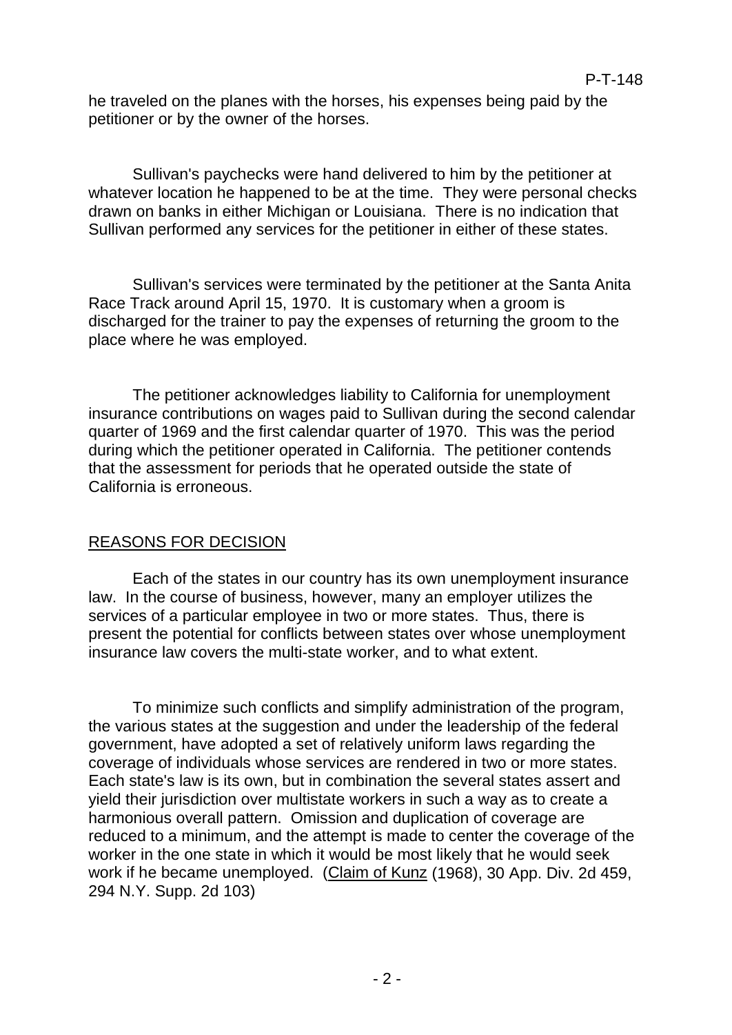he traveled on the planes with the horses, his expenses being paid by the petitioner or by the owner of the horses.

Sullivan's paychecks were hand delivered to him by the petitioner at whatever location he happened to be at the time. They were personal checks drawn on banks in either Michigan or Louisiana. There is no indication that Sullivan performed any services for the petitioner in either of these states.

Sullivan's services were terminated by the petitioner at the Santa Anita Race Track around April 15, 1970. It is customary when a groom is discharged for the trainer to pay the expenses of returning the groom to the place where he was employed.

The petitioner acknowledges liability to California for unemployment insurance contributions on wages paid to Sullivan during the second calendar quarter of 1969 and the first calendar quarter of 1970. This was the period during which the petitioner operated in California. The petitioner contends that the assessment for periods that he operated outside the state of California is erroneous.

## REASONS FOR DECISION

Each of the states in our country has its own unemployment insurance law. In the course of business, however, many an employer utilizes the services of a particular employee in two or more states. Thus, there is present the potential for conflicts between states over whose unemployment insurance law covers the multi-state worker, and to what extent.

To minimize such conflicts and simplify administration of the program, the various states at the suggestion and under the leadership of the federal government, have adopted a set of relatively uniform laws regarding the coverage of individuals whose services are rendered in two or more states. Each state's law is its own, but in combination the several states assert and yield their jurisdiction over multistate workers in such a way as to create a harmonious overall pattern. Omission and duplication of coverage are reduced to a minimum, and the attempt is made to center the coverage of the worker in the one state in which it would be most likely that he would seek work if he became unemployed. (Claim of Kunz (1968), 30 App. Div. 2d 459, 294 N.Y. Supp. 2d 103)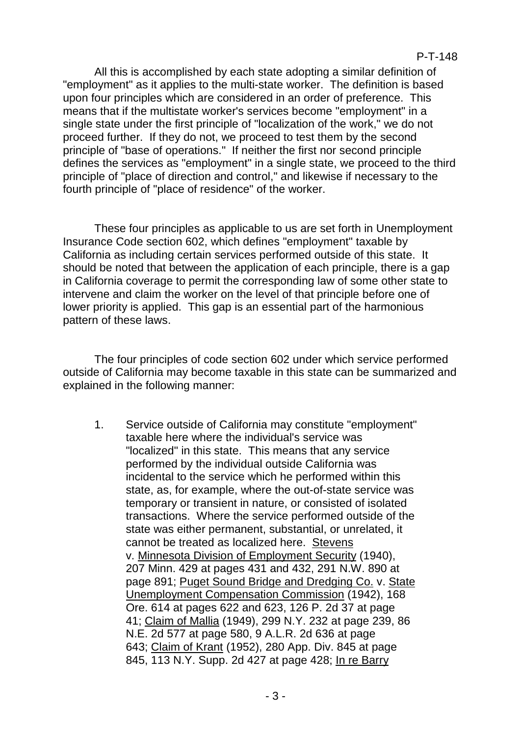All this is accomplished by each state adopting a similar definition of "employment" as it applies to the multi-state worker. The definition is based upon four principles which are considered in an order of preference. This means that if the multistate worker's services become "employment" in a single state under the first principle of "localization of the work," we do not proceed further. If they do not, we proceed to test them by the second principle of "base of operations." If neither the first nor second principle defines the services as "employment" in a single state, we proceed to the third principle of "place of direction and control," and likewise if necessary to the fourth principle of "place of residence" of the worker.

These four principles as applicable to us are set forth in Unemployment Insurance Code section 602, which defines "employment" taxable by California as including certain services performed outside of this state. It should be noted that between the application of each principle, there is a gap in California coverage to permit the corresponding law of some other state to intervene and claim the worker on the level of that principle before one of lower priority is applied. This gap is an essential part of the harmonious pattern of these laws.

The four principles of code section 602 under which service performed outside of California may become taxable in this state can be summarized and explained in the following manner:

1. Service outside of California may constitute "employment" taxable here where the individual's service was "localized" in this state. This means that any service performed by the individual outside California was incidental to the service which he performed within this state, as, for example, where the out-of-state service was temporary or transient in nature, or consisted of isolated transactions. Where the service performed outside of the state was either permanent, substantial, or unrelated, it cannot be treated as localized here. Stevens v. Minnesota Division of Employment Security (1940), 207 Minn. 429 at pages 431 and 432, 291 N.W. 890 at page 891; Puget Sound Bridge and Dredging Co. v. State Unemployment Compensation Commission (1942), 168 Ore. 614 at pages 622 and 623, 126 P. 2d 37 at page 41; Claim of Mallia (1949), 299 N.Y. 232 at page 239, 86 N.E. 2d 577 at page 580, 9 A.L.R. 2d 636 at page 643; Claim of Krant (1952), 280 App. Div. 845 at page 845, 113 N.Y. Supp. 2d 427 at page 428; In re Barry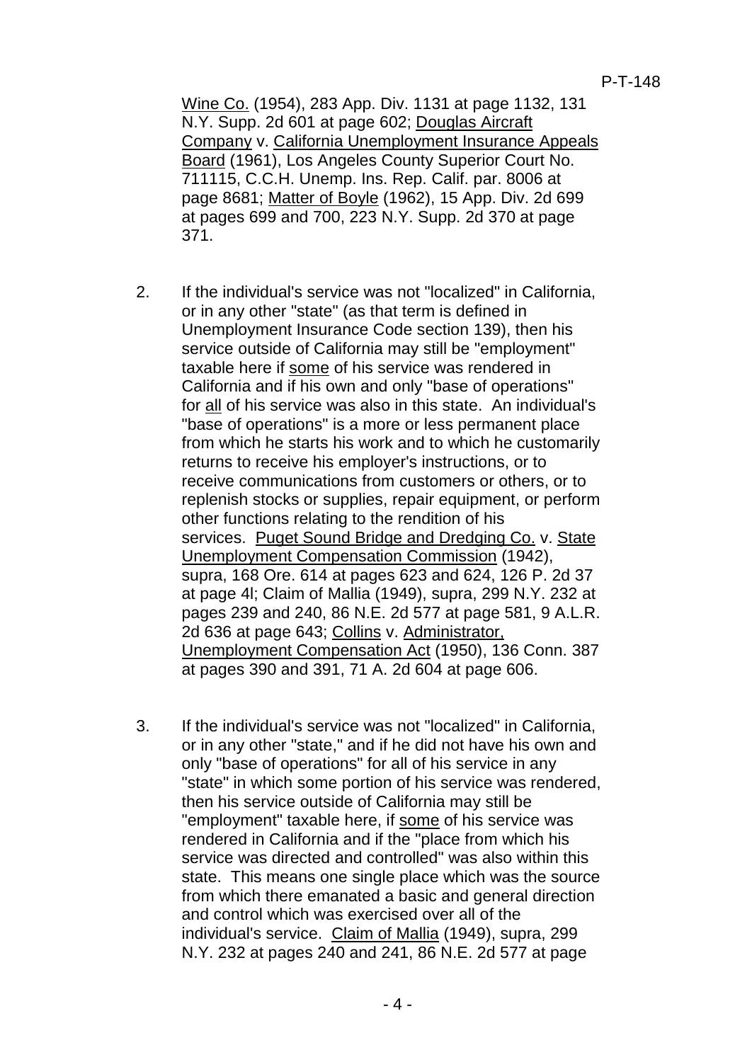Wine Co. (1954), 283 App. Div. 1131 at page 1132, 131 N.Y. Supp. 2d 601 at page 602; Douglas Aircraft Company v. California Unemployment Insurance Appeals Board (1961), Los Angeles County Superior Court No. 711115, C.C.H. Unemp. Ins. Rep. Calif. par. 8006 at page 8681; Matter of Boyle (1962), 15 App. Div. 2d 699 at pages 699 and 700, 223 N.Y. Supp. 2d 370 at page 371.

2. If the individual's service was not "localized" in California, or in any other "state" (as that term is defined in Unemployment Insurance Code section 139), then his service outside of California may still be "employment" taxable here if some of his service was rendered in California and if his own and only "base of operations" for all of his service was also in this state. An individual's "base of operations" is a more or less permanent place from which he starts his work and to which he customarily returns to receive his employer's instructions, or to receive communications from customers or others, or to replenish stocks or supplies, repair equipment, or perform other functions relating to the rendition of his services. Puget Sound Bridge and Dredging Co. v. State Unemployment Compensation Commission (1942), supra, 168 Ore. 614 at pages 623 and 624, 126 P. 2d 37 at page 41; Claim of Mallia (1949), supra, 299 N.Y. 232 at pages 239 and 240, 86 N.E. 2d 577 at page 581, 9 A.L.R. 2d 636 at page 643; Collins v. Administrator, Unemployment Compensation Act (1950), 136 Conn. 387 at pages 390 and 391, 71 A. 2d 604 at page 606.

3. If the individual's service was not "localized" in California, or in any other "state," and if he did not have his own and only "base of operations" for all of his service in any "state" in which some portion of his service was rendered, then his service outside of California may still be "employment" taxable here, if some of his service was rendered in California and if the "place from which his service was directed and controlled" was also within this state. This means one single place which was the source from which there emanated a basic and general direction and control which was exercised over all of the individual's service. Claim of Mallia (1949), supra, 299 N.Y. 232 at pages 240 and 241, 86 N.E. 2d 577 at page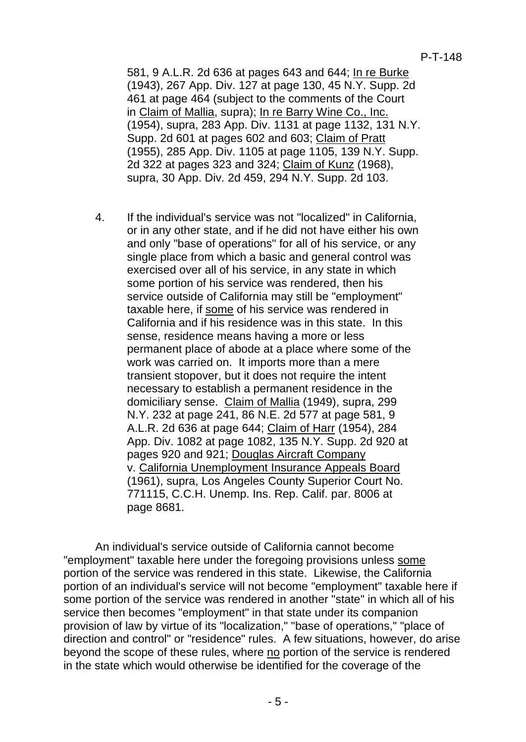581, 9 A.L.R. 2d 636 at pages 643 and 644; In re Burke (1943), 267 App. Div. 127 at page 130, 45 N.Y. Supp. 2d 461 at page 464 (subject to the comments of the Court in Claim of Mallia, supra); In re Barry Wine Co., Inc. (1954), supra, 283 App. Div. 1131 at page 1132, 131 N.Y. Supp. 2d 601 at pages 602 and 603; Claim of Pratt (1955), 285 App. Div. 1105 at page 1105, 139 N.Y. Supp. 2d 322 at pages 323 and 324; Claim of Kunz (1968), supra, 30 App. Div. 2d 459, 294 N.Y. Supp. 2d 103.

4. If the individual's service was not "localized" in California, or in any other state, and if he did not have either his own and only "base of operations" for all of his service, or any single place from which a basic and general control was exercised over all of his service, in any state in which some portion of his service was rendered, then his service outside of California may still be "employment" taxable here, if some of his service was rendered in California and if his residence was in this state. In this sense, residence means having a more or less permanent place of abode at a place where some of the work was carried on. It imports more than a mere transient stopover, but it does not require the intent necessary to establish a permanent residence in the domiciliary sense. Claim of Mallia (1949), supra, 299 N.Y. 232 at page 241, 86 N.E. 2d 577 at page 581, 9 A.L.R. 2d 636 at page 644; Claim of Harr (1954), 284 App. Div. 1082 at page 1082, 135 N.Y. Supp. 2d 920 at pages 920 and 921; Douglas Aircraft Company v. California Unemployment Insurance Appeals Board (1961), supra, Los Angeles County Superior Court No. 771115, C.C.H. Unemp. Ins. Rep. Calif. par. 8006 at page 8681.

An individual's service outside of California cannot become "employment" taxable here under the foregoing provisions unless some portion of the service was rendered in this state. Likewise, the California portion of an individual's service will not become "employment" taxable here if some portion of the service was rendered in another "state" in which all of his service then becomes "employment" in that state under its companion provision of law by virtue of its "localization," "base of operations," "place of direction and control" or "residence" rules. A few situations, however, do arise beyond the scope of these rules, where no portion of the service is rendered in the state which would otherwise be identified for the coverage of the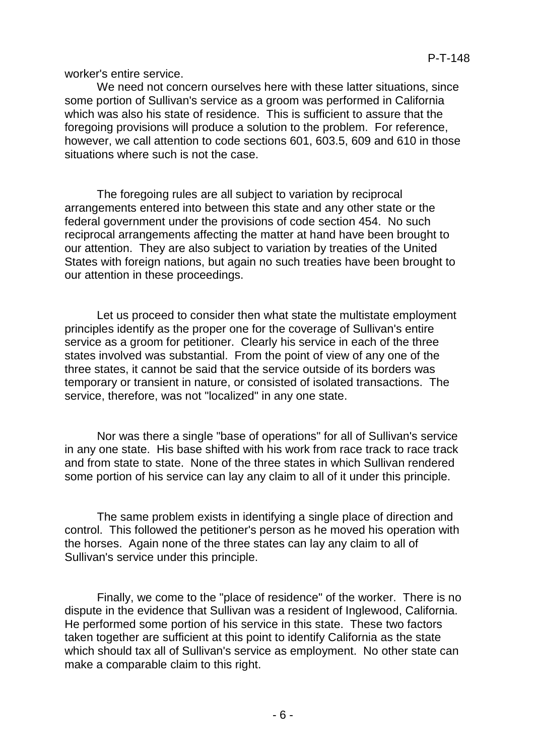worker's entire service.

We need not concern ourselves here with these latter situations, since some portion of Sullivan's service as a groom was performed in California which was also his state of residence. This is sufficient to assure that the foregoing provisions will produce a solution to the problem. For reference, however, we call attention to code sections 601, 603.5, 609 and 610 in those situations where such is not the case.

The foregoing rules are all subject to variation by reciprocal arrangements entered into between this state and any other state or the federal government under the provisions of code section 454. No such reciprocal arrangements affecting the matter at hand have been brought to our attention. They are also subject to variation by treaties of the United States with foreign nations, but again no such treaties have been brought to our attention in these proceedings.

Let us proceed to consider then what state the multistate employment principles identify as the proper one for the coverage of Sullivan's entire service as a groom for petitioner. Clearly his service in each of the three states involved was substantial. From the point of view of any one of the three states, it cannot be said that the service outside of its borders was temporary or transient in nature, or consisted of isolated transactions. The service, therefore, was not "localized" in any one state.

Nor was there a single "base of operations" for all of Sullivan's service in any one state. His base shifted with his work from race track to race track and from state to state. None of the three states in which Sullivan rendered some portion of his service can lay any claim to all of it under this principle.

The same problem exists in identifying a single place of direction and control. This followed the petitioner's person as he moved his operation with the horses. Again none of the three states can lay any claim to all of Sullivan's service under this principle.

Finally, we come to the "place of residence" of the worker. There is no dispute in the evidence that Sullivan was a resident of Inglewood, California. He performed some portion of his service in this state. These two factors taken together are sufficient at this point to identify California as the state which should tax all of Sullivan's service as employment. No other state can make a comparable claim to this right.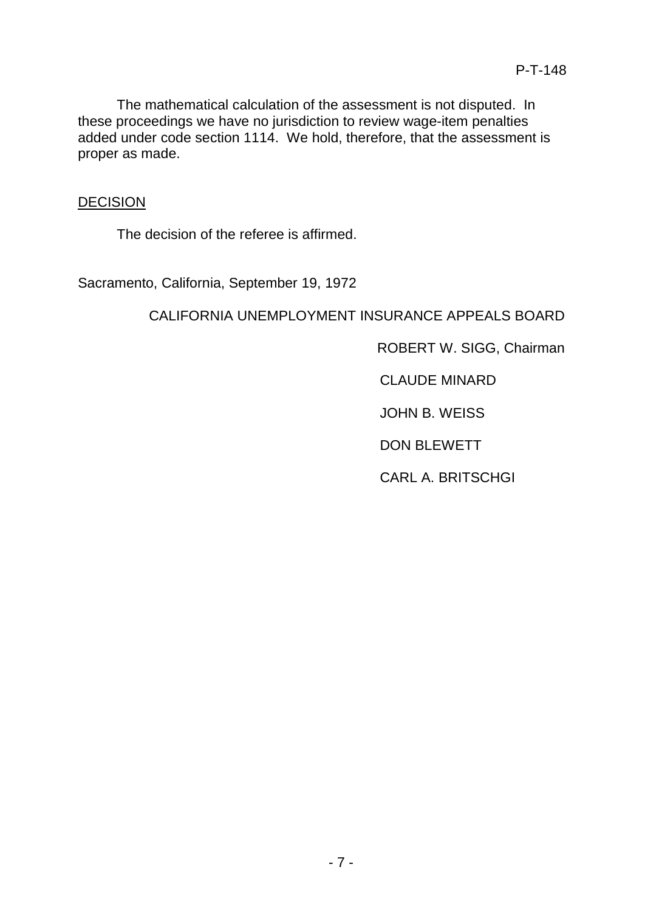The mathematical calculation of the assessment is not disputed. In these proceedings we have no jurisdiction to review wage-item penalties added under code section 1114. We hold, therefore, that the assessment is proper as made.

## DECISION

The decision of the referee is affirmed.

Sacramento, California, September 19, 1972

CALIFORNIA UNEMPLOYMENT INSURANCE APPEALS BOARD

ROBERT W. SIGG, Chairman

CLAUDE MINARD

JOHN B. WEISS

DON BLEWETT

CARL A. BRITSCHGI